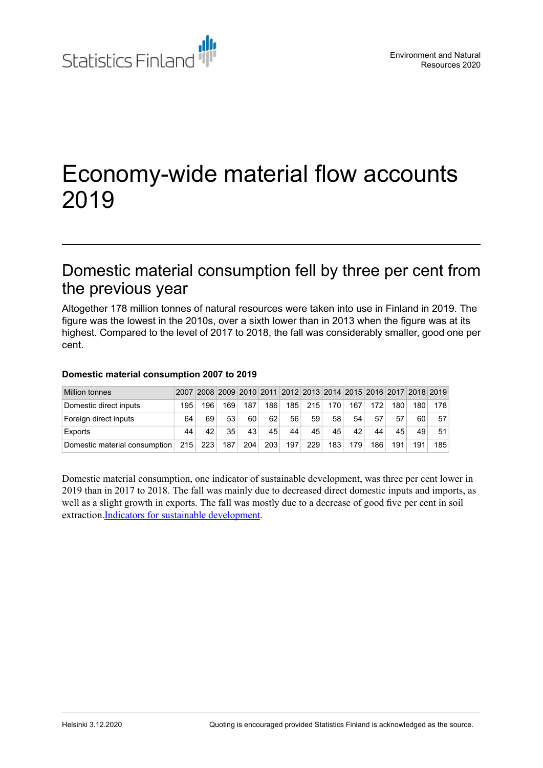Statistics Finland

Environment and Natural Resources 2020

# Economy-wide material flow accounts 2019

## Domestic material consumption fell by three per cent from the previous year

Altogether 178 million tonnes of natural resources were taken into use in Finland in 2019. The figure was the lowest in the 2010s, over a sixth lower than in 2013 when the figure was at its highest. Compared to the level of 2017 to 2018, the fall was considerably smaller, good one per cent.

**Domestic material consumption 2007 to 2019**

| Million tonnes | 2007 | 2008 | 2009 | 2010 | 2011 | 2012 | 2013 | 2014 | 2015 | 2016 | 2017 | 2018 | 2019 |
|---|---|---|---|---|---|---|---|---|---|---|---|---|---|
| Domestic direct inputs | 195 | 196 | 169 | 187 | 186 | 185 | 215 | 170 | 167 | 172 | 180 | 180 | 178 |
| Foreign direct inputs | 64 | 69 | 53 | 60 | 62 | 56 | 59 | 58 | 54 | 57 | 57 | 60 | 57 |
| Exports | 44 | 42 | 35 | 43 | 45 | 44 | 45 | 45 | 42 | 44 | 45 | 49 | 51 |
| Domestic material consumption | 215 | 223 | 187 | 204 | 203 | 197 | 229 | 183 | 179 | 186 | 191 | 191 | 185 |

Domestic material consumption, one indicator of sustainable development, was three per cent lower in 2019 than in 2017 to 2018. The fall was mainly due to decreased direct domestic inputs and imports, as well as a slight growth in exports. The fall was mostly due to a decrease of good five per cent in soil extraction.Indicators for sustainable development.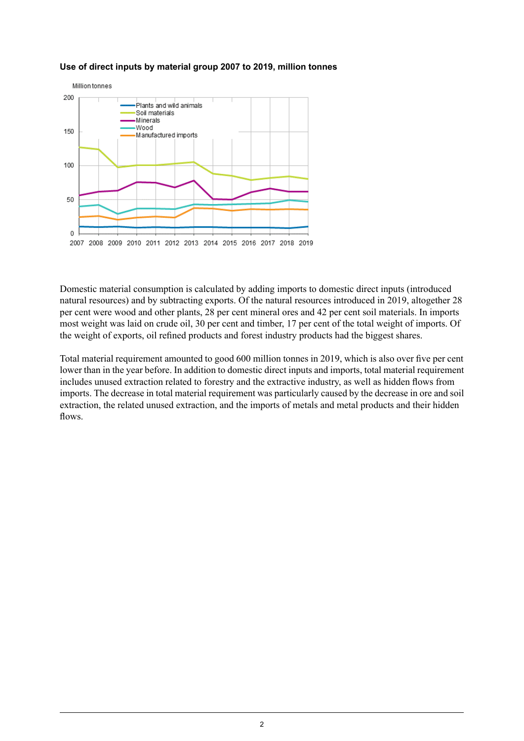**Use of direct inputs by material group 2007 to 2019, million tonnes**

Domestic material consumption is calculated by adding imports to domestic direct inputs (introduced natural resources) and by subtracting exports. Of the natural resources introduced in 2019, altogether 28 per cent were wood and other plants, 28 per cent mineral ores and 42 per cent soil materials. In imports most weight was laid on crude oil, 30 per cent and timber, 17 per cent of the total weight of imports. Of the weight of exports, oil refined products and forest industry products had the biggest shares.

Total material requirement amounted to good 600 million tonnes in 2019, which is also over five per cent lower than in the year before. In addition to domestic direct inputs and imports, total material requirement includes unused extraction related to forestry and the extractive industry, as well as hidden flows from imports. The decrease in total material requirement was particularly caused by the decrease in ore and soil extraction, the related unused extraction, and the imports of metals and metal products and their hidden flows.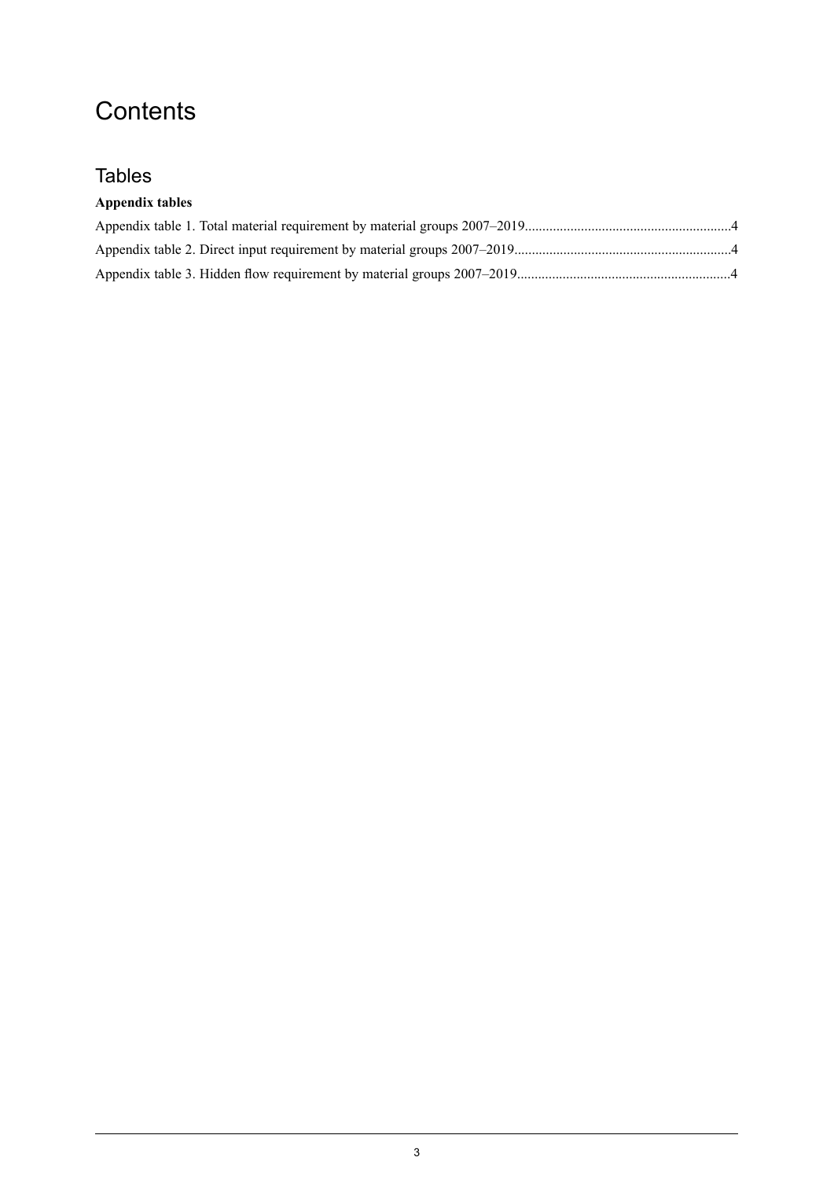# Contents

## Tables

**Appendix tables**

Appendix table 1. Total material requirement by material groups 2007–2019..........................................................4

Appendix table 2. Direct input requirement by material groups 2007–2019.............................................................4

Appendix table 3. Hidden flow requirement by material groups 2007–2019............................................................4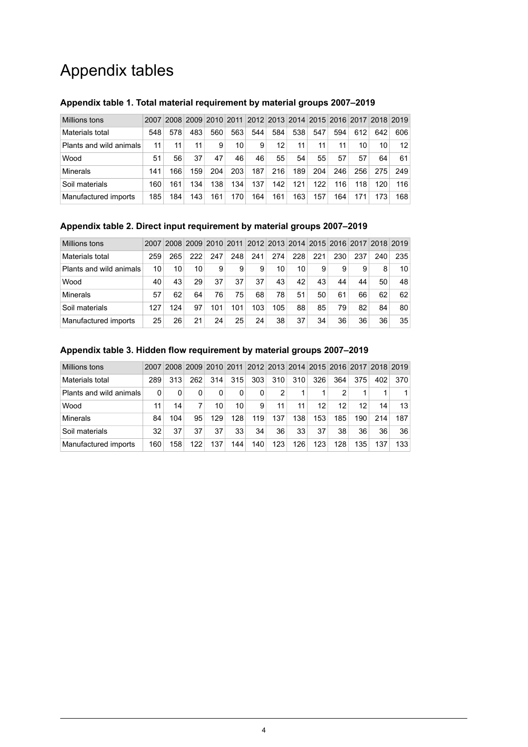# Appendix tables

**Appendix table 1. Total material requirement by material groups 2007–2019**

| Millions tons | 2007 | 2008 | 2009 | 2010 | 2011 | 2012 | 2013 | 2014 | 2015 | 2016 | 2017 | 2018 | 2019 |
|---|---|---|---|---|---|---|---|---|---|---|---|---|---|
| Materials total | 548 | 578 | 483 | 560 | 563 | 544 | 584 | 538 | 547 | 594 | 612 | 642 | 606 |
| Plants and wild animals | 11 | 11 | 11 | 9 | 10 | 9 | 12 | 11 | 11 | 11 | 10 | 10 | 12 |
| Wood | 51 | 56 | 37 | 47 | 46 | 46 | 55 | 54 | 55 | 57 | 57 | 64 | 61 |
| Minerals | 141 | 166 | 159 | 204 | 203 | 187 | 216 | 189 | 204 | 246 | 256 | 275 | 249 |
| Soil materials | 160 | 161 | 134 | 138 | 134 | 137 | 142 | 121 | 122 | 116 | 118 | 120 | 116 |
| Manufactured imports | 185 | 184 | 143 | 161 | 170 | 164 | 161 | 163 | 157 | 164 | 171 | 173 | 168 |

**Appendix table 2. Direct input requirement by material groups 2007–2019**

| Millions tons | 2007 | 2008 | 2009 | 2010 | 2011 | 2012 | 2013 | 2014 | 2015 | 2016 | 2017 | 2018 | 2019 |
|---|---|---|---|---|---|---|---|---|---|---|---|---|---|
| Materials total | 259 | 265 | 222 | 247 | 248 | 241 | 274 | 228 | 221 | 230 | 237 | 240 | 235 |
| Plants and wild animals | 10 | 10 | 10 | 9 | 9 | 9 | 10 | 10 | 9 | 9 | 9 | 8 | 10 |
| Wood | 40 | 43 | 29 | 37 | 37 | 37 | 43 | 42 | 43 | 44 | 44 | 50 | 48 |
| Minerals | 57 | 62 | 64 | 76 | 75 | 68 | 78 | 51 | 50 | 61 | 66 | 62 | 62 |
| Soil materials | 127 | 124 | 97 | 101 | 101 | 103 | 105 | 88 | 85 | 79 | 82 | 84 | 80 |
| Manufactured imports | 25 | 26 | 21 | 24 | 25 | 24 | 38 | 37 | 34 | 36 | 36 | 36 | 35 |

**Appendix table 3. Hidden flow requirement by material groups 2007–2019**

| Millions tons | 2007 | 2008 | 2009 | 2010 | 2011 | 2012 | 2013 | 2014 | 2015 | 2016 | 2017 | 2018 | 2019 |
|---|---|---|---|---|---|---|---|---|---|---|---|---|---|
| Materials total | 289 | 313 | 262 | 314 | 315 | 303 | 310 | 310 | 326 | 364 | 375 | 402 | 370 |
| Plants and wild animals | 0 | 0 | 0 | 0 | 0 | 0 | 2 | 1 | 1 | 2 | 1 | 1 | 1 |
| Wood | 11 | 14 | 7 | 10 | 10 | 9 | 11 | 11 | 12 | 12 | 12 | 14 | 13 |
| Minerals | 84 | 104 | 95 | 129 | 128 | 119 | 137 | 138 | 153 | 185 | 190 | 214 | 187 |
| Soil materials | 32 | 37 | 37 | 37 | 33 | 34 | 36 | 33 | 37 | 38 | 36 | 36 | 36 |
| Manufactured imports | 160 | 158 | 122 | 137 | 144 | 140 | 123 | 126 | 123 | 128 | 135 | 137 | 133 |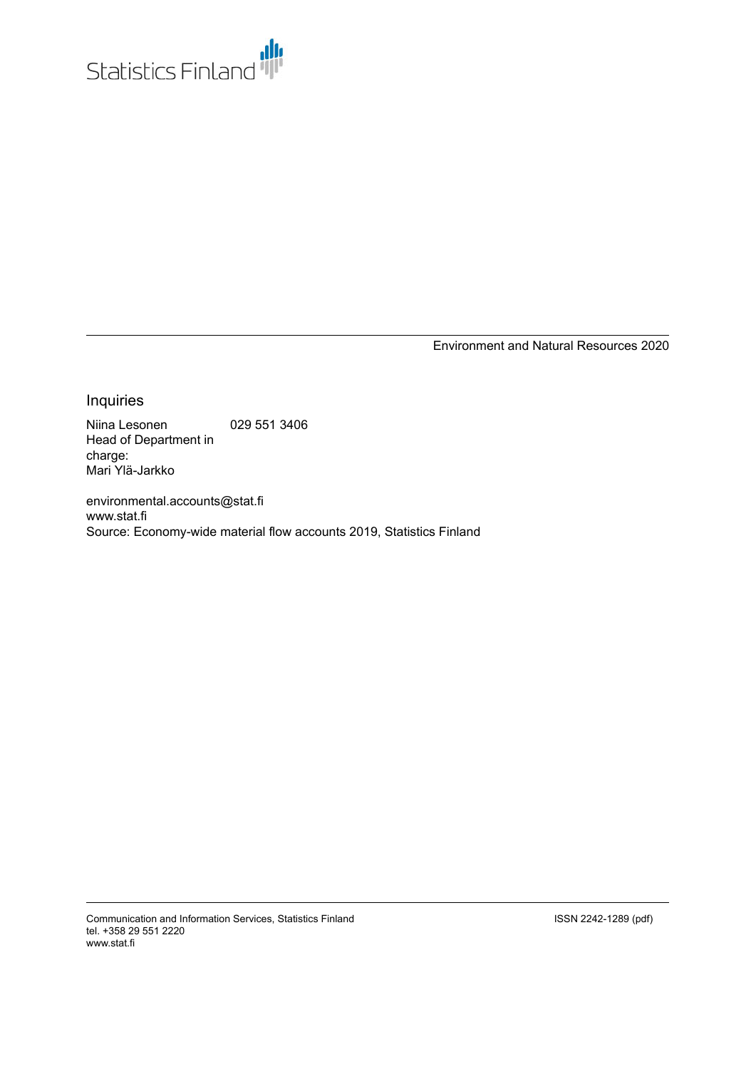Statistics Finland

Environment and Natural Resources 2020

## Inquiries

Niina Lesonen 029 551 3406

Head of Department in charge:
Mari Ylä-Jarkko

environmental.accounts@stat.fi
www.stat.fi
Source: Economy-wide material flow accounts 2019, Statistics Finland

Communication and Information Services, Statistics Finland
tel. +358 29 551 2220
www.stat.fi

ISSN 2242-1289 (pdf)